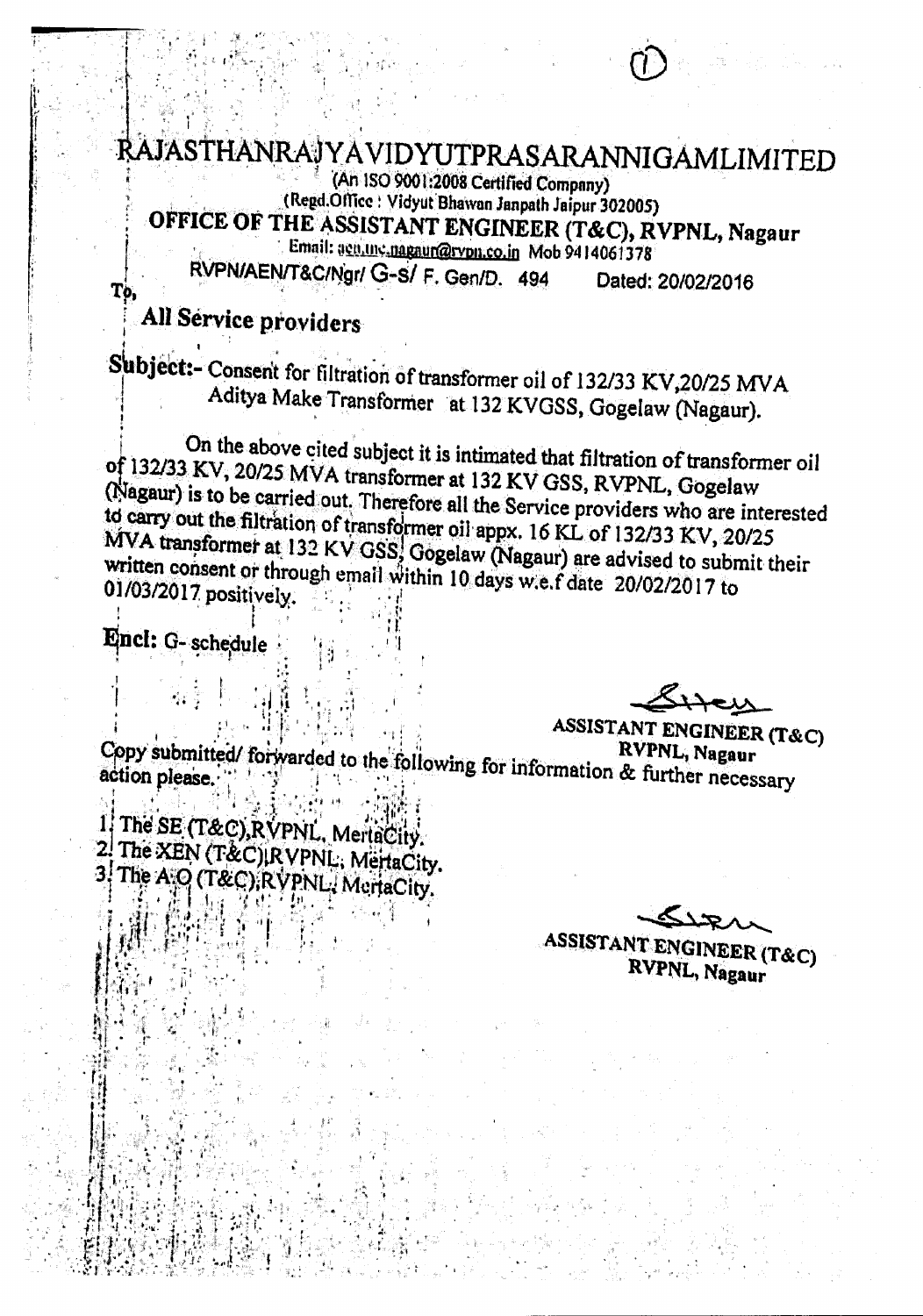# RAJASTHANRAJYAVIDYUTPRASARANNIGAMLIMITED

(An ISO 9001:2008 Certified Company)
(Regd.Office : Vidyut Bhawan Janpath Jaipur 302005)

## OFFICE OF THE ASSISTANT ENGINEER (T&C), RVPNL, Nagaur

Email: aen.tnc.nagaur@rvpn.co.in Mob 9414061378

RVPN/AEN/T&C/Ngr/ G-S/ F. Gen/D. 494 Dated: 20/02/2016

To,

**All Service providers**

**Subject:-** Consent for filtration of transformer oil of 132/33 KV,20/25 MVA Aditya Make Transformer at 132 KVGSS, Gogelaw (Nagaur).

On the above cited subject it is intimated that filtration of transformer oil of 132/33 KV, 20/25 MVA transformer at 132 KV GSS, RVPNL, Gogelaw (Nagaur) is to be carried out. Therefore all the Service providers who are interested to carry out the filtration of transformer oil appx. 16 KL of 132/33 KV, 20/25 MVA transformer at 132 KV GSS, Gogelaw (Nagaur) are advised to submit their written consent or through email within 10 days w.e.f date 20/02/2017 to 01/03/2017 positively.

**Encl:** G- schedule

ASSISTANT ENGINEER (T&C)
RVPNL, Nagaur

Copy submitted/ forwarded to the following for information & further necessary action please.

1. The SE (T&C),RVPNL, MertaCity.
2. The XEN (T&C),RVPNL, MertaCity.
3. The A.O (T&C),RVPNL, MertaCity.

ASSISTANT ENGINEER (T&C)
RVPNL, Nagaur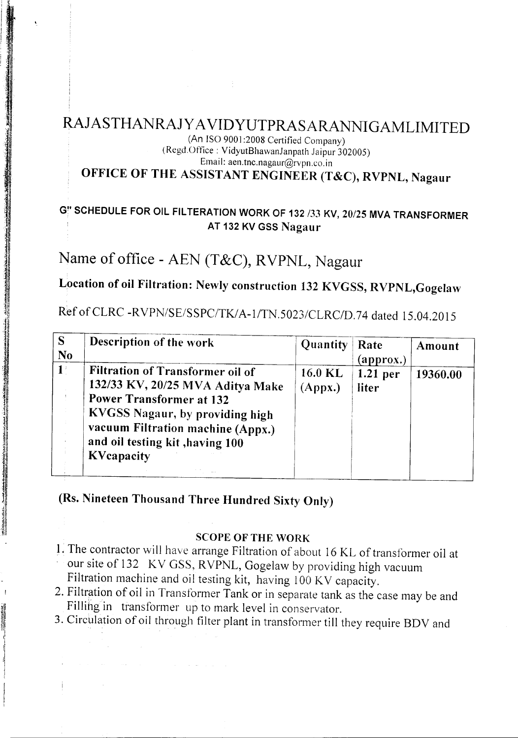# RAJASTHANRAJYAVIDYUTPRASARANNIGAMLIMITED

(An ISO 9001:2008 Certified Company)
(Regd.Office : VidyutBhawanJanpath Jaipur 302005)
Email: aen.tnc.nagaur@rvpn.co.in

## OFFICE OF THE ASSISTANT ENGINEER (T&C), RVPNL, Nagaur

### G" SCHEDULE FOR OIL FILTERATION WORK OF 132 /33 KV, 20/25 MVA TRANSFORMER AT 132 KV GSS Nagaur

## Name of office - AEN (T&C), RVPNL, Nagaur

### Location of oil Filtration: Newly construction 132 KVGSS, RVPNL,Gogelaw

Ref of CLRC -RVPN/SE/SSPC/TK/A-1/TN.5023/CLRC/D.74 dated 15.04.2015

| S No | Description of the work | Quantity | Rate (approx.) | Amount |
|---|---|---|---|---|
| 1 | **Filtration of Transformer oil of 132/33 KV, 20/25 MVA Aditya Make Power Transformer at 132 KVGSS Nagaur, by providing high vacuum Filtration machine (Appx.) and oil testing kit ,having 100 KVcapacity** | **16.0 KL (Appx.)** | **1.21 per liter** | **19360.00** |

**(Rs. Nineteen Thousand Three Hundred Sixty Only)**

**SCOPE OF THE WORK**

1. The contractor will have arrange Filtration of about 16 KL of transformer oil at our site of 132 KV GSS, RVPNL, Gogelaw by providing high vacuum Filtration machine and oil testing kit, having 100 KV capacity.
2. Filtration of oil in Transformer Tank or in separate tank as the case may be and Filling in transformer up to mark level in conservator.
3. Circulation of oil through filter plant in transformer till they require BDV and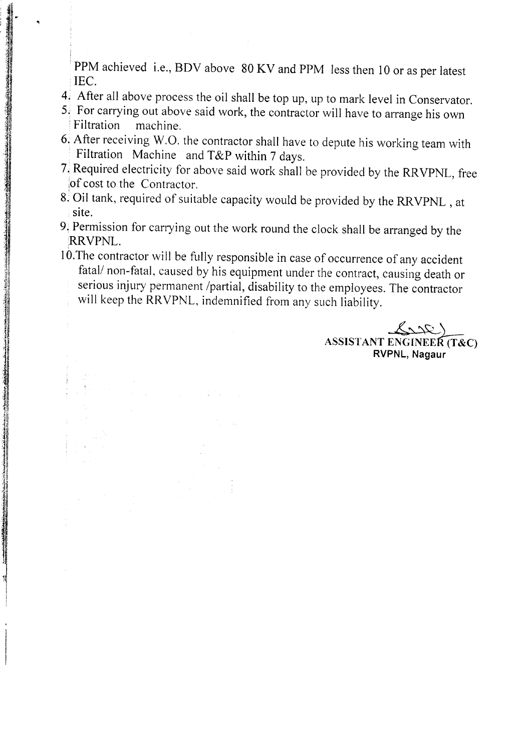PPM achieved i.e., BDV above 80 KV and PPM less then 10 or as per latest IEC.

4. After all above process the oil shall be top up, up to mark level in Conservator.
5. For carrying out above said work, the contractor will have to arrange his own Filtration machine.
6. After receiving W.O. the contractor shall have to depute his working team with Filtration Machine and T&P within 7 days.
7. Required electricity for above said work shall be provided by the RRVPNL, free of cost to the Contractor.
8. Oil tank, required of suitable capacity would be provided by the RRVPNL , at site.
9. Permission for carrying out the work round the clock shall be arranged by the RRVPNL.
10. The contractor will be fully responsible in case of occurrence of any accident fatal/ non-fatal, caused by his equipment under the contract, causing death or serious injury permanent /partial, disability to the employees. The contractor will keep the RRVPNL, indemnified from any such liability.

**ASSISTANT ENGINEER (T&C)**
**RVPNL, Nagaur**